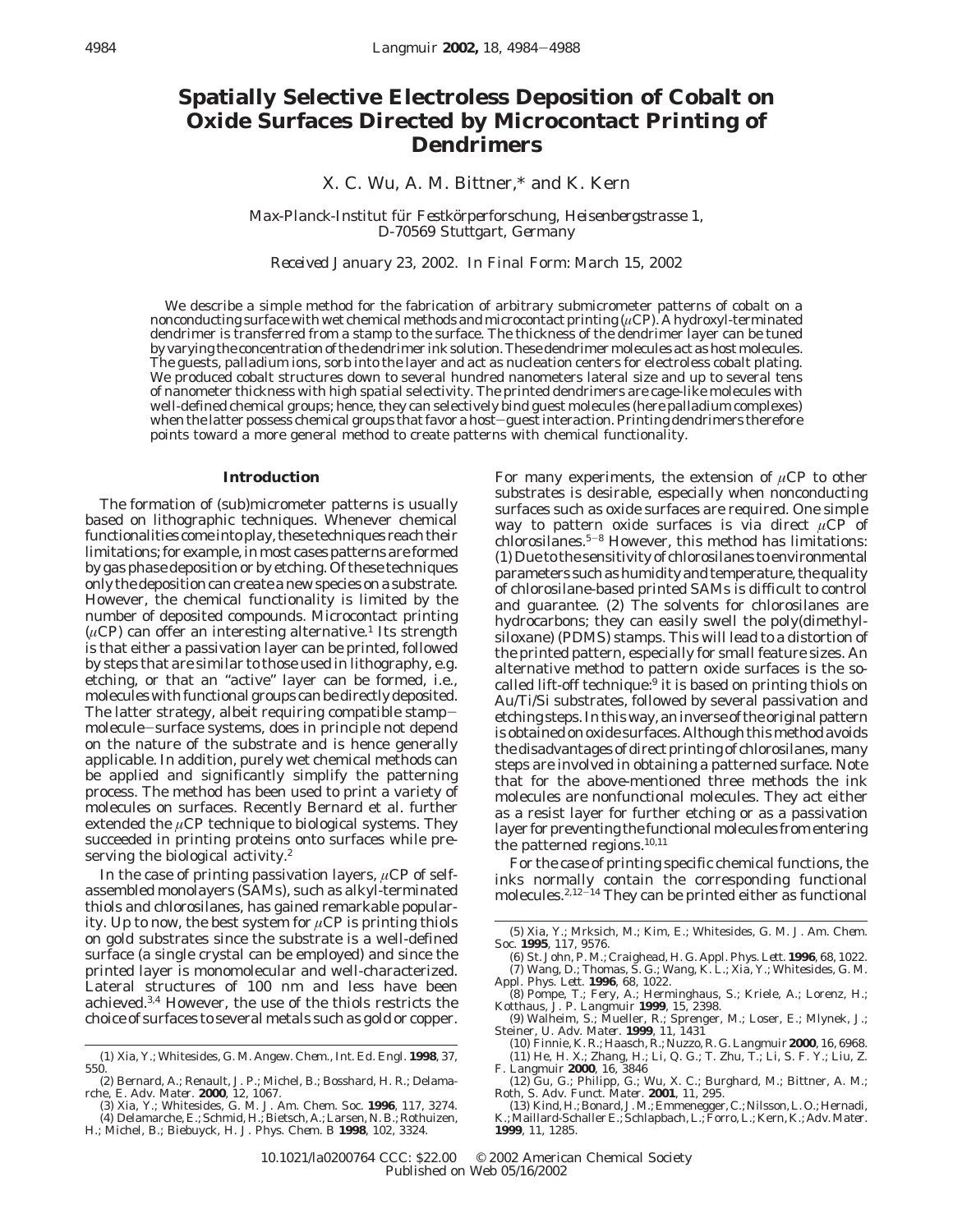# Spatially Selective Electroless Deposition of Cobalt on Oxide Surfaces Directed by Microcontact Printing of Dendrimers

X. C. Wu, A. M. Bittner,* and K. Kern

*Max-Planck-Institut für Festkörperforschung, Heisenbergstrasse 1, D-70569 Stuttgart, Germany*

*Received January 23, 2002. In Final Form: March 15, 2002*

We describe a simple method for the fabrication of arbitrary submicrometer patterns of cobalt on a nonconducting surface with wet chemical methods and microcontact printing (μCP). A hydroxyl-terminated dendrimer is transferred from a stamp to the surface. The thickness of the dendrimer layer can be tuned by varying the concentration of the dendrimer ink solution. These dendrimer molecules act as host molecules. The guests, palladium ions, sorb into the layer and act as nucleation centers for electroless cobalt plating. We produced cobalt structures down to several hundred nanometers lateral size and up to several tens of nanometer thickness with high spatial selectivity. The printed dendrimers are cage-like molecules with well-defined chemical groups; hence, they can selectively bind guest molecules (here palladium complexes) when the latter possess chemical groups that favor a host–guest interaction. Printing dendrimers therefore points toward a more general method to create patterns with chemical functionality.

## Introduction

The formation of (sub)micrometer patterns is usually based on lithographic techniques. Whenever chemical functionalities come into play, these techniques reach their limitations; for example, in most cases patterns are formed by gas phase deposition or by etching. Of these techniques only the deposition can create a new species on a substrate. However, the chemical functionality is limited by the number of deposited compounds. Microcontact printing (μCP) can offer an interesting alternative.[1] Its strength is that either a passivation layer can be printed, followed by steps that are similar to those used in lithography, e.g. etching, or that an "active" layer can be formed, i.e., molecules with functional groups can be directly deposited. The latter strategy, albeit requiring compatible stamp–molecule–surface systems, does in principle not depend on the nature of the substrate and is hence generally applicable. In addition, purely wet chemical methods can be applied and significantly simplify the patterning process. The method has been used to print a variety of molecules on surfaces. Recently Bernard et al. further extended the μCP technique to biological systems. They succeeded in printing proteins onto surfaces while preserving the biological activity.[2]

In the case of printing passivation layers, μCP of self-assembled monolayers (SAMs), such as alkyl-terminated thiols and chlorosilanes, has gained remarkable popularity. Up to now, the best system for μCP is printing thiols on gold substrates since the substrate is a well-defined surface (a single crystal can be employed) and since the printed layer is monomolecular and well-characterized. Lateral structures of 100 nm and less have been achieved.[3,4] However, the use of the thiols restricts the choice of surfaces to several metals such as gold or copper. For many experiments, the extension of μCP to other substrates is desirable, especially when nonconducting surfaces such as oxide surfaces are required. One simple way to pattern oxide surfaces is via direct μCP of chlorosilanes.[5–8] However, this method has limitations: (1) Due to the sensitivity of chlorosilanes to environmental parameters such as humidity and temperature, the quality of chlorosilane-based printed SAMs is difficult to control and guarantee. (2) The solvents for chlorosilanes are hydrocarbons; they can easily swell the poly(dimethylsiloxane) (PDMS) stamps. This will lead to a distortion of the printed pattern, especially for small feature sizes. An alternative method to pattern oxide surfaces is the so-called lift-off technique:[9] it is based on printing thiols on Au/Ti/Si substrates, followed by several passivation and etching steps. In this way, an inverse of the original pattern is obtained on oxide surfaces. Although this method avoids the disadvantages of direct printing of chlorosilanes, many steps are involved in obtaining a patterned surface. Note that for the above-mentioned three methods the ink molecules are nonfunctional molecules. They act either as a resist layer for further etching or as a passivation layer for preventing the functional molecules from entering the patterned regions.[10,11]

For the case of printing specific chemical functions, the inks normally contain the corresponding functional molecules.[2,12–14] They can be printed either as functional

---

(1) Xia, Y.; Whitesides, G. M. *Angew. Chem., Int. Ed. Engl.* **1998**, 37, 550.

(2) Bernard, A.; Renault, J. P.; Michel, B.; Bosshard, H. R.; Delamarche, E. *Adv. Mater.* **2000**, 12, 1067.

(3) Xia, Y.; Whitesides, G. M. *J. Am. Chem. Soc.* **1996**, 117, 3274.

(4) Delamarche, E.; Schmid, H.; Bietsch, A.; Larsen, N. B.; Rothuizen, H.; Michel, B.; Biebuyck, H. *J. Phys. Chem. B* **1998**, 102, 3324.

(5) Xia, Y.; Mrksich, M.; Kim, E.; Whitesides, G. M. *J. Am. Chem. Soc.* **1995**, 117, 9576.

(6) St. John, P. M.; Craighead, H. G. *Appl. Phys. Lett.* **1996**, 68, 1022.

(7) Wang, D.; Thomas, S. G.; Wang, K. L.; Xia, Y.; Whitesides, G. M. *Appl. Phys. Lett.* **1996**, 68, 1022.

(8) Pompe, T.; Fery, A.; Herminghaus, S.; Kriele, A.; Lorenz, H.; Kotthaus, J. P. *Langmuir* **1999**, 15, 2398.

(9) Walheim, S.; Mueller, R.; Sprenger, M.; Loser, E.; Mlynek, J.; Steiner, U. *Adv. Mater.* **1999**, 11, 1431

(10) Finnie, K. R.; Haasch, R.; Nuzzo, R. G. *Langmuir* **2000**, 16, 6968.

(11) He, H. X.; Zhang, H.; Li, Q. G.; T. Zhu, T.; Li, S. F. Y.; Liu, Z. F. *Langmuir* **2000**, 16, 3846

(12) Gu, G.; Philipp, G.; Wu, X. C.; Burghard, M.; Bittner, A. M.; Roth, S. *Adv. Funct. Mater.* **2001**, 11, 295.

(13) Kind, H.; Bonard, J.-M.; Emmenegger, C.; Nilsson, L.-O.; Hernadi, K.; Maillard-Schaller E.; Schlapbach, L.; Forro, L.; Kern, K.; *Adv. Mater.* **1999**, 11, 1285.

10.1021/la0200764 CCC: $22.00 © 2002 American Chemical Society
Published on Web 05/16/2002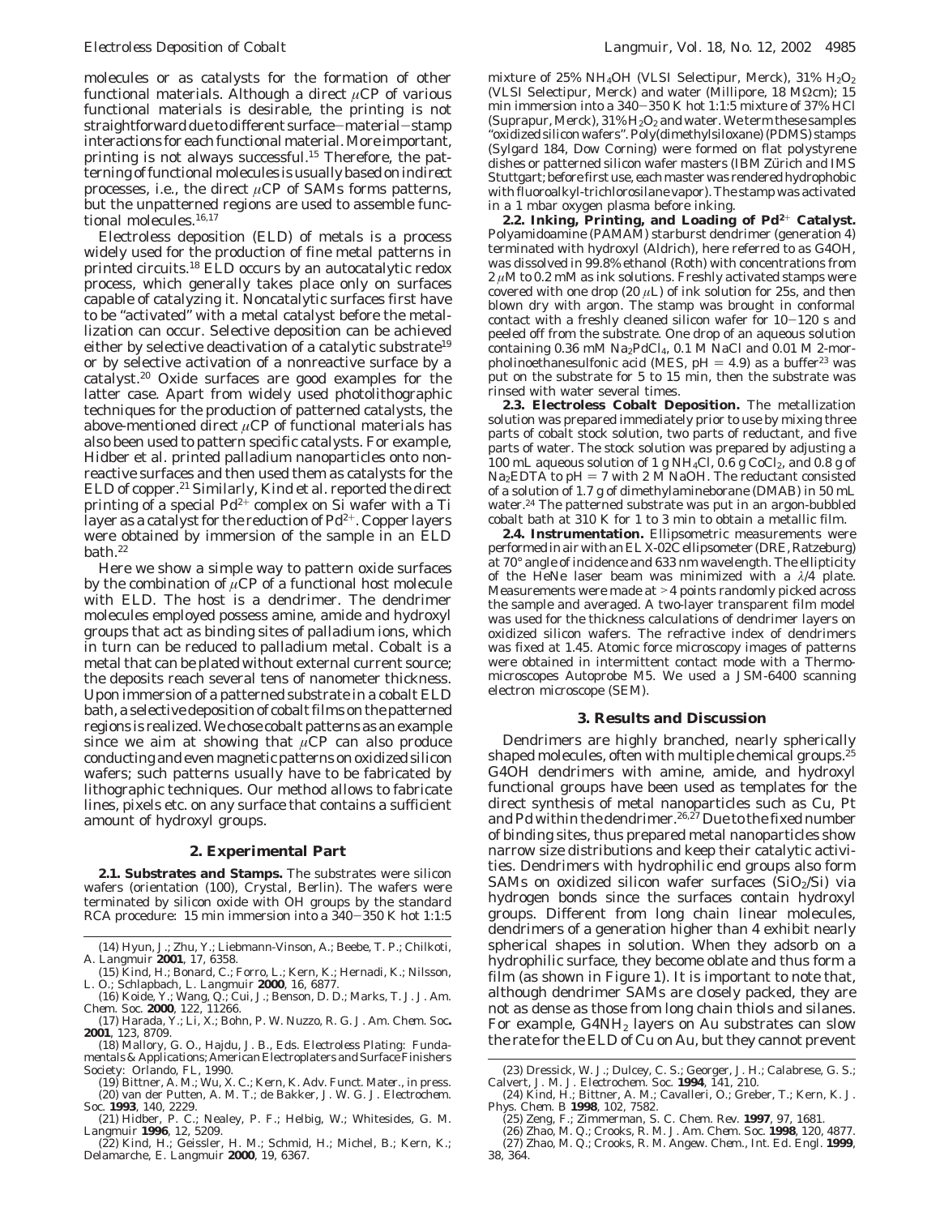molecules or as catalysts for the formation of other functional materials. Although a direct $\mu$CP of various functional materials is desirable, the printing is not straightforward due to different surface–material–stamp interactions for each functional material. More important, printing is not always successful.[15] Therefore, the patterning of functional molecules is usually based on indirect processes, i.e., the direct $\mu$CP of SAMs forms patterns, but the unpatterned regions are used to assemble functional molecules.[16,17]

Electroless deposition (ELD) of metals is a process widely used for the production of fine metal patterns in printed circuits.[18] ELD occurs by an autocatalytic redox process, which generally takes place only on surfaces capable of catalyzing it. Noncatalytic surfaces first have to be "activated" with a metal catalyst before the metallization can occur. Selective deposition can be achieved either by selective deactivation of a catalytic substrate[19] or by selective activation of a nonreactive surface by a catalyst.[20] Oxide surfaces are good examples for the latter case. Apart from widely used photolithographic techniques for the production of patterned catalysts, the above-mentioned direct $\mu$CP of functional materials has also been used to pattern specific catalysts. For example, Hidber et al. printed palladium nanoparticles onto nonreactive surfaces and then used them as catalysts for the ELD of copper.[21] Similarly, Kind et al. reported the direct printing of a special $Pd^{2+}$ complex on Si wafer with a Ti layer as a catalyst for the reduction of $Pd^{2+}$. Copper layers were obtained by immersion of the sample in an ELD bath.[22]

Here we show a simple way to pattern oxide surfaces by the combination of $\mu$CP of a functional host molecule with ELD. The host is a dendrimer. The dendrimer molecules employed possess amine, amide and hydroxyl groups that act as binding sites of palladium ions, which in turn can be reduced to palladium metal. Cobalt is a metal that can be plated without external current source; the deposits reach several tens of nanometer thickness. Upon immersion of a patterned substrate in a cobalt ELD bath, a selective deposition of cobalt films on the patterned regions is realized. We chose cobalt patterns as an example since we aim at showing that $\mu$CP can also produce conducting and even magnetic patterns on oxidized silicon wafers; such patterns usually have to be fabricated by lithographic techniques. Our method allows to fabricate lines, pixels etc. on any surface that contains a sufficient amount of hydroxyl groups.

## 2. Experimental Part

**2.1. Substrates and Stamps.** The substrates were silicon wafers (orientation (100), Crystal, Berlin). The wafers were terminated by silicon oxide with OH groups by the standard RCA procedure: 15 min immersion into a 340–350 K hot 1:1:5 mixture of 25% $NH_4OH$ (VLSI Selectipur, Merck), 31% $H_2O_2$ (VLSI Selectipur, Merck) and water (Millipore, 18 MΩcm); 15 min immersion into a 340–350 K hot 1:1:5 mixture of 37% HCl (Suprapur, Merck), 31% $H_2O_2$ and water. We term these samples "oxidized silicon wafers". Poly(dimethylsiloxane) (PDMS) stamps (Sylgard 184, Dow Corning) were formed on flat polystyrene dishes or patterned silicon wafer masters (IBM Zürich and IMS Stuttgart; before first use, each master was rendered hydrophobic with fluoroalkyl-trichlorosilane vapor). The stamp was activated in a 1 mbar oxygen plasma before inking.

**2.2. Inking, Printing, and Loading of $Pd^{2+}$ Catalyst.** Polyamidoamine (PAMAM) starburst dendrimer (generation 4) terminated with hydroxyl (Aldrich), here referred to as G4OH, was dissolved in 99.8% ethanol (Roth) with concentrations from 2 $\mu$M to 0.2 mM as ink solutions. Freshly activated stamps were covered with one drop (20 $\mu$L) of ink solution for 25s, and then blown dry with argon. The stamp was brought in conformal contact with a freshly cleaned silicon wafer for 10–120 s and peeled off from the substrate. One drop of an aqueous solution containing 0.36 mM $Na_2PdCl_4$, 0.1 M NaCl and 0.01 M 2-morpholinoethanesulfonic acid (MES, pH = 4.9) as a buffer[23] was put on the substrate for 5 to 15 min, then the substrate was rinsed with water several times.

**2.3. Electroless Cobalt Deposition.** The metallization solution was prepared immediately prior to use by mixing three parts of cobalt stock solution, two parts of reductant, and five parts of water. The stock solution was prepared by adjusting a 100 mL aqueous solution of 1 g $NH_4Cl$, 0.6 g $CoCl_2$, and 0.8 g of $Na_2EDTA$ to pH = 7 with 2 M NaOH. The reductant consisted of a solution of 1.7 g of dimethylamineborane (DMAB) in 50 mL water.[24] The patterned substrate was put in an argon-bubbled cobalt bath at 310 K for 1 to 3 min to obtain a metallic film.

**2.4. Instrumentation.** Ellipsometric measurements were performed in air with an EL X-02C ellipsometer (DRE, Ratzeburg) at 70° angle of incidence and 633 nm wavelength. The ellipticity of the HeNe laser beam was minimized with a $\lambda/4$ plate. Measurements were made at >4 points randomly picked across the sample and averaged. A two-layer transparent film model was used for the thickness calculations of dendrimer layers on oxidized silicon wafers. The refractive index of dendrimers was fixed at 1.45. Atomic force microscopy images of patterns were obtained in intermittent contact mode with a Thermomicroscopes Autoprobe M5. We used a JSM-6400 scanning electron microscope (SEM).

## 3. Results and Discussion

Dendrimers are highly branched, nearly spherically shaped molecules, often with multiple chemical groups.[25] G4OH dendrimers with amine, amide, and hydroxyl functional groups have been used as templates for the direct synthesis of metal nanoparticles such as Cu, Pt and Pd within the dendrimer.[26,27] Due to the fixed number of binding sites, thus prepared metal nanoparticles show narrow size distributions and keep their catalytic activities. Dendrimers with hydrophilic end groups also form SAMs on oxidized silicon wafer surfaces ($SiO_2$/Si) via hydrogen bonds since the surfaces contain hydroxyl groups. Different from long chain linear molecules, dendrimers of a generation higher than 4 exhibit nearly spherical shapes in solution. When they adsorb on a hydrophilic surface, they become oblate and thus form a film (as shown in Figure 1). It is important to note that, although dendrimer SAMs are closely packed, they are not as dense as those from long chain thiols and silanes. For example, $G4NH_2$ layers on Au substrates can slow the rate for the ELD of Cu on Au, but they cannot prevent

(14) Hyun, J.; Zhu, Y.; Liebmann-Vinson, A.; Beebe, T. P.; Chilkoti, A. *Langmuir* **2001**, 17, 6358.

(15) Kind, H.; Bonard, C.; Forro, L.; Kern, K.; Hernadi, K.; Nilsson, L. O.; Schlapbach, L. *Langmuir* **2000**, 16, 6877.

(16) Koide, Y.; Wang, Q.; Cui, J.; Benson, D. D.; Marks, T. J. *J. Am. Chem. Soc.* **2000**, 122, 11266.

(17) Harada, Y.; Li, X.; Bohn, P. W. Nuzzo, R. G. *J. Am. Chem. Soc.* **2001**, 123, 8709.

(18) Mallory, G. O., Hajdu, J. B., Eds. *Electroless Plating: Fundamentals & Applications*; American Electroplaters and Surface Finishers Society: Orlando, FL, 1990.

(19) Bittner, A. M.; Wu, X. C.; Kern, K. *Adv. Funct. Mater.*, in press.

(20) van der Putten, A. M. T.; de Bakker, J. W. G. *J. Electrochem. Soc.* **1993**, 140, 2229.

(21) Hidber, P. C.; Nealey, P. F.; Helbig, W.; Whitesides, G. M. *Langmuir* **1996**, 12, 5209.

(22) Kind, H.; Geissler, H. M.; Schmid, H.; Michel, B.; Kern, K.; Delamarche, E. *Langmuir* **2000**, 19, 6367.

(23) Dressick, W. J.; Dulcey, C. S.; Georger, J. H.; Calabrese, G. S.; Calvert, J. M. *J. Electrochem. Soc.* **1994**, 141, 210.

(24) Kind, H.; Bittner, A. M.; Cavalleri, O.; Greber, T.; Kern, K. *J. Phys. Chem. B* **1998**, 102, 7582.

(25) Zeng, F.; Zimmerman, S. C. *Chem. Rev.* **1997**, 97, 1681.

(26) Zhao, M. Q.; Crooks, R. M. *J. Am. Chem. Soc.* **1998**, 120, 4877.

(27) Zhao, M. Q.; Crooks, R. M. *Angew. Chem., Int. Ed. Engl.* **1999**, 38, 364.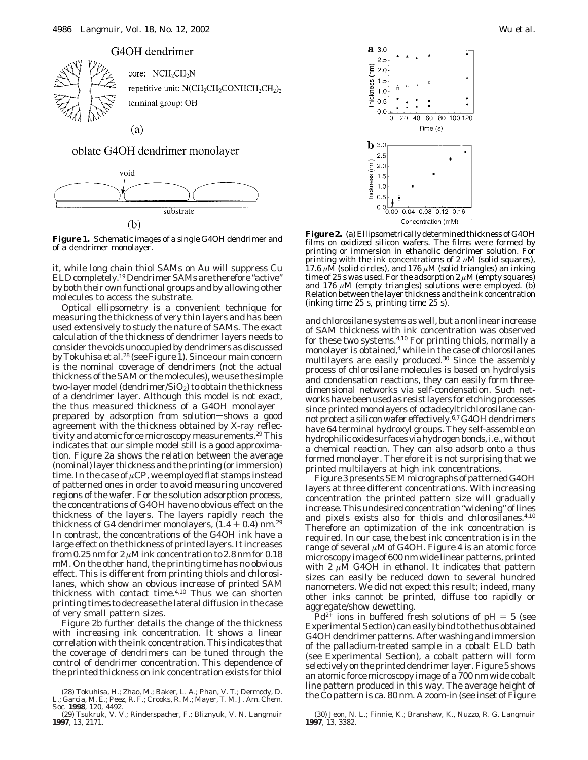G4OH dendrimer

core: $NCH_2CH_2N$

repetitive unit: $N(CH_2CH_2CONHCH_2CH_2)_2$

terminal group: OH

(a)

oblate G4OH dendrimer monolayer

void

substrate

(b)

**Figure 1.** Schematic images of a single G4OH dendrimer and of a dendrimer monolayer.

it, while long chain thiol SAMs on Au will suppress Cu ELD completely.[19] Dendrimer SAMs are therefore "active" by both their own functional groups and by allowing other molecules to access the substrate.

Optical ellipsometry is a convenient technique for measuring the thickness of very thin layers and has been used extensively to study the nature of SAMs. The exact calculation of the thickness of dendrimer layers needs to consider the voids unoccupied by dendrimers as discussed by Tokuhisa et al.[28] (see Figure 1). Since our main concern is the nominal coverage of dendrimers (not the actual thickness of the SAM or the molecules), we use the simple two-layer model (dendrimer/$SiO_2$) to obtain the thickness of a dendrimer layer. Although this model is not exact, the thus measured thickness of a G4OH monolayer—prepared by adsorption from solution—shows a good agreement with the thickness obtained by X-ray reflectivity and atomic force microscopy measurements.[29] This indicates that our simple model still is a good approximation. Figure 2a shows the relation between the average (nominal) layer thickness and the printing (or immersion) time. In the case of $\mu$CP, we employed flat stamps instead of patterned ones in order to avoid measuring uncovered regions of the wafer. For the solution adsorption process, the concentrations of G4OH have no obvious effect on the thickness of the layers. The layers rapidly reach the thickness of G4 dendrimer monolayers, $(1.4 \pm 0.4)$ nm.[29] In contrast, the concentrations of the G4OH ink have a large effect on the thickness of printed layers. It increases from 0.25 nm for 2 $\mu$M ink concentration to 2.8 nm for 0.18 mM. On the other hand, the printing time has no obvious effect. This is different from printing thiols and chlorosilanes, which show an obvious increase of printed SAM thickness with contact time.[4,10] Thus we can shorten printing times to decrease the lateral diffusion in the case of very small pattern sizes.

Figure 2b further details the change of the thickness with increasing ink concentration. It shows a linear correlation with the ink concentration. This indicates that the coverage of dendrimers can be tuned through the control of dendrimer concentration. This dependence of the printed thickness on ink concentration exists for thiol

**Figure 2.** (a) Ellipsometrically determined thickness of G4OH films on oxidized silicon wafers. The films were formed by printing or immersion in ethanolic dendrimer solution. For printing with the ink concentrations of 2 $\mu$M (solid squares), 17.6 $\mu$M (solid circles), and 176 $\mu$M (solid triangles) an inking time of 25 s was used. For the adsorption 2 $\mu$M (empty squares) and 176 $\mu$M (empty triangles) solutions were employed. (b) Relation between the layer thickness and the ink concentration (inking time 25 s, printing time 25 s).

and chlorosilane systems as well, but a nonlinear increase of SAM thickness with ink concentration was observed for these two systems.[4,10] For printing thiols, normally a monolayer is obtained,[4] while in the case of chlorosilanes multilayers are easily produced.[30] Since the assembly process of chlorosilane molecules is based on hydrolysis and condensation reactions, they can easily form three-dimensional networks via self-condensation. Such networks have been used as resist layers for etching processes since printed monolayers of octadecyltrichlorosilane cannot protect a silicon wafer effectively.[6,7] G4OH dendrimers have 64 terminal hydroxyl groups. They self-assemble on hydrophilic oxide surfaces via hydrogen bonds, i.e., without a chemical reaction. They can also adsorb onto a thus formed monolayer. Therefore it is not surprising that we printed multilayers at high ink concentrations.

Figure 3 presents SEM micrographs of patterned G4OH layers at three different concentrations. With increasing concentration the printed pattern size will gradually increase. This undesired concentration "widening" of lines and pixels exists also for thiols and chlorosilanes.[4,10] Therefore an optimization of the ink concentration is required. In our case, the best ink concentration is in the range of several $\mu$M of G4OH. Figure 4 is an atomic force microscopy image of 600 nm wide linear patterns, printed with 2 $\mu$M G4OH in ethanol. It indicates that pattern sizes can easily be reduced down to several hundred nanometers. We did not expect this result; indeed, many other inks cannot be printed, diffuse too rapidly or aggregate/show dewetting.

$Pd^{2+}$ ions in buffered fresh solutions of pH = 5 (see Experimental Section) can easily bind to the thus obtained G4OH dendrimer patterns. After washing and immersion of the palladium-treated sample in a cobalt ELD bath (see Experimental Section), a cobalt pattern will form selectively on the printed dendrimer layer. Figure 5 shows an atomic force microscopy image of a 700 nm wide cobalt line pattern produced in this way. The average height of the Co pattern is ca. 80 nm. A zoom-in (see inset of Figure

(28) Tokuhisa, H.; Zhao, M.; Baker, L. A.; Phan, V. T.; Dermody, D. L.; Garcia, M. E.; Peez, R. F.; Crooks, R. M.; Mayer, T. M. *J. Am. Chem. Soc.* **1998**, 120, 4492.

(29) Tsukruk, V. V.; Rinderspacher, F.; Bliznyuk, V. N. *Langmuir* **1997**, 13, 2171.

(30) Jeon, N. L.; Finnie, K.; Branshaw, K.; Nuzzo, R. G. *Langmuir* **1997**, 13, 3382.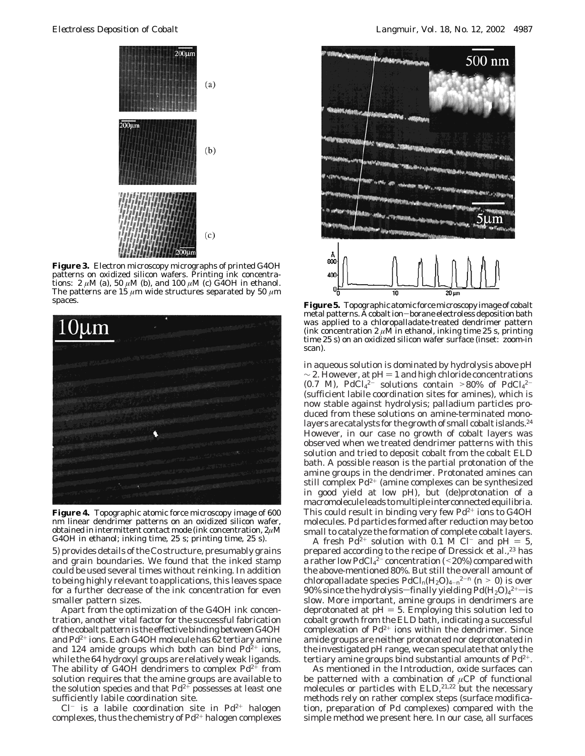**Figure 3.** Electron microscopy micrographs of printed G4OH patterns on oxidized silicon wafers. Printing ink concentrations: 2 $\mu$M (a), 50 $\mu$M (b), and 100 $\mu$M (c) G4OH in ethanol. The patterns are 15 $\mu$m wide structures separated by 50 $\mu$m spaces.

**Figure 4.** Topographic atomic force microscopy image of 600 nm linear dendrimer patterns on an oxidized silicon wafer, obtained in intermittent contact mode (ink concentration, 2$\mu$M G4OH in ethanol; inking time, 25 s; printing time, 25 s).

**Figure 5.** Topographic atomic force microscopy image of cobalt metal patterns. A cobalt ion–borane electroless deposition bath was applied to a chloropalladate-treated dendrimer pattern (ink concentration 2 $\mu$M in ethanol, inking time 25 s, printing time 25 s) on an oxidized silicon wafer surface (inset: zoom-in scan).

5) provides details of the Co structure, presumably grains and grain boundaries. We found that the inked stamp could be used several times without reinking. In addition to being highly relevant to applications, this leaves space for a further decrease of the ink concentration for even smaller pattern sizes.

Apart from the optimization of the G4OH ink concentration, another vital factor for the successful fabrication of the cobalt pattern is the effective binding between G4OH and $Pd^{2+}$ ions. Each G4OH molecule has 62 tertiary amine and 124 amide groups which both can bind $Pd^{2+}$ ions, while the 64 hydroxyl groups are relatively weak ligands. The ability of G4OH dendrimers to complex $Pd^{2+}$ from solution requires that the amine groups are available to the solution species and that $Pd^{2+}$ possesses at least one sufficiently labile coordination site.

$Cl^-$ is a labile coordination site in $Pd^{2+}$ halogen complexes, thus the chemistry of $Pd^{2+}$ halogen complexes in aqueous solution is dominated by hydrolysis above pH $\sim$ 2. However, at pH = 1 and high chloride concentrations (0.7 M), $PdCl_4^{2-}$ solutions contain >80% of $PdCl_4^{2-}$ (sufficient labile coordination sites for amines), which is now stable against hydrolysis; palladium particles produced from these solutions on amine-terminated monolayers are catalysts for the growth of small cobalt islands.[24] However, in our case no growth of cobalt layers was observed when we treated dendrimer patterns with this solution and tried to deposit cobalt from the cobalt ELD bath. A possible reason is the partial protonation of the amine groups in the dendrimer. Protonated amines can still complex $Pd^{2+}$ (amine complexes can be synthesized in good yield at low pH), but (de)protonation of a macromolecule leads to multiple interconnected equilibria. This could result in binding very few $Pd^{2+}$ ions to G4OH molecules. Pd particles formed after reduction may be too small to catalyze the formation of complete cobalt layers.

A fresh $Pd^{2+}$ solution with 0.1 M $Cl^-$ and pH = 5, prepared according to the recipe of Dressick et al.,[23] has a rather low $PdCl_4^{2-}$ concentration (<20%) compared with the above-mentioned 80%. But still the overall amount of chloropalladate species $PdCl_n(H_2O)_{4-n}^{2-n}$ ($n > 0$) is over 90% since the hydrolysis—finally yielding $Pd(H_2O)_4^{2+}$—is slow. More important, amine groups in dendrimers are deprotonated at pH = 5. Employing this solution led to cobalt growth from the ELD bath, indicating a successful complexation of $Pd^{2+}$ ions within the dendrimer. Since amide groups are neither protonated nor deprotonated in the investigated pH range, we can speculate that only the tertiary amine groups bind substantial amounts of $Pd^{2+}$.

As mentioned in the Introduction, oxide surfaces can be patterned with a combination of $\mu$CP of functional molecules or particles with ELD,[21,22] but the necessary methods rely on rather complex steps (surface modification, preparation of Pd complexes) compared with the simple method we present here. In our case, all surfaces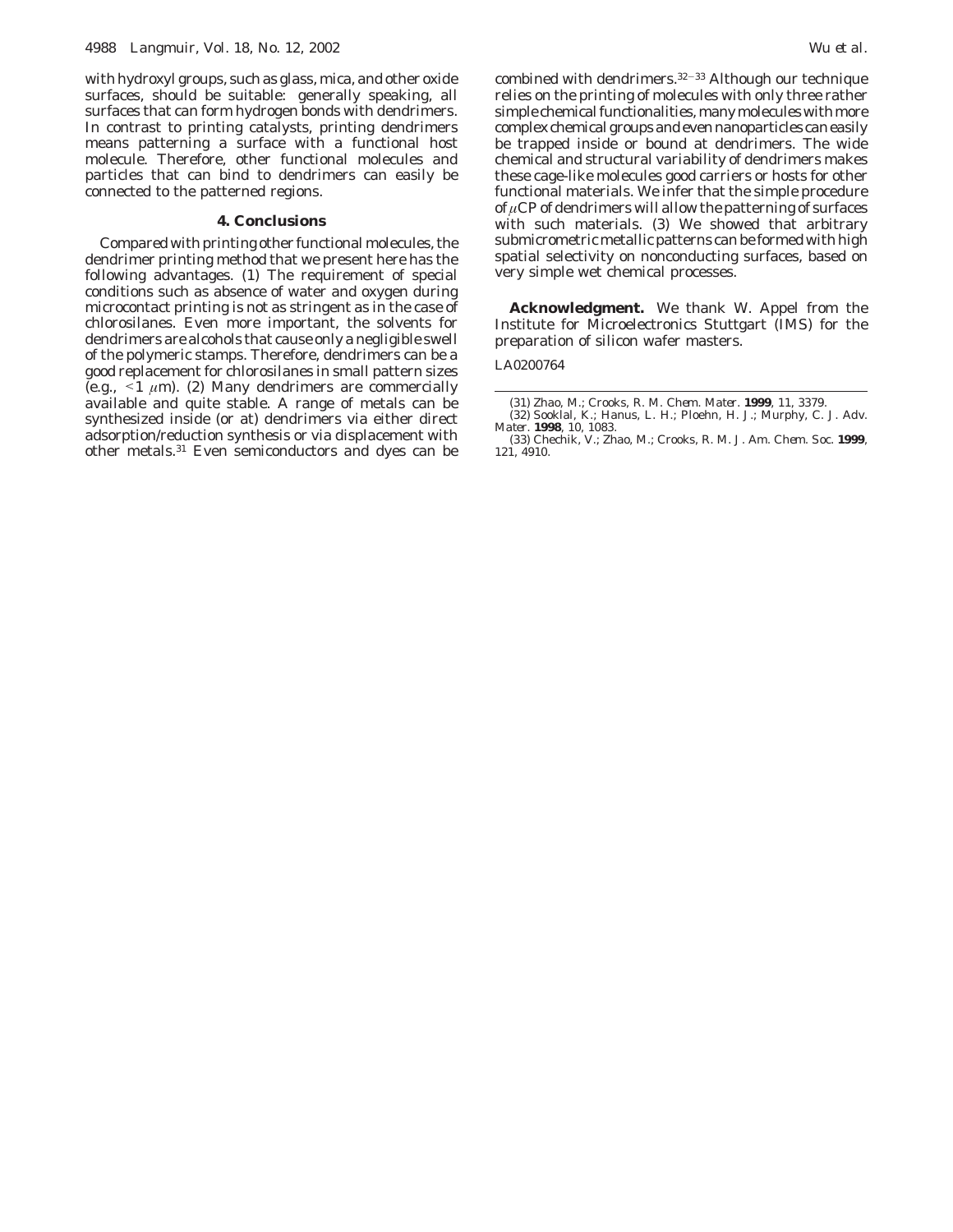with hydroxyl groups, such as glass, mica, and other oxide surfaces, should be suitable: generally speaking, all surfaces that can form hydrogen bonds with dendrimers. In contrast to printing catalysts, printing dendrimers means patterning a surface with a functional host molecule. Therefore, other functional molecules and particles that can bind to dendrimers can easily be connected to the patterned regions.

## 4. Conclusions

Compared with printing other functional molecules, the dendrimer printing method that we present here has the following advantages. (1) The requirement of special conditions such as absence of water and oxygen during microcontact printing is not as stringent as in the case of chlorosilanes. Even more important, the solvents for dendrimers are alcohols that cause only a negligible swell of the polymeric stamps. Therefore, dendrimers can be a good replacement for chlorosilanes in small pattern sizes (e.g., $<1$ $\mu$m). (2) Many dendrimers are commercially available and quite stable. A range of metals can be synthesized inside (or at) dendrimers via either direct adsorption/reduction synthesis or via displacement with other metals.[31] Even semiconductors and dyes can be combined with dendrimers.[32-33] Although our technique relies on the printing of molecules with only three rather simple chemical functionalities, many molecules with more complex chemical groups and even nanoparticles can easily be trapped inside or bound at dendrimers. The wide chemical and structural variability of dendrimers makes these cage-like molecules good carriers or hosts for other functional materials. We infer that the simple procedure of $\mu$CP of dendrimers will allow the patterning of surfaces with such materials. (3) We showed that arbitrary submicrometric metallic patterns can be formed with high spatial selectivity on nonconducting surfaces, based on very simple wet chemical processes.

**Acknowledgment.** We thank W. Appel from the Institute for Microelectronics Stuttgart (IMS) for the preparation of silicon wafer masters.

LA0200764

(31) Zhao, M.; Crooks, R. M. *Chem. Mater.* **1999**, *11*, 3379.
(32) Sooklal, K.; Hanus, L. H.; Ploehn, H. J.; Murphy, C. J. *Adv. Mater.* **1998**, *10*, 1083.
(33) Chechik, V.; Zhao, M.; Crooks, R. M. *J. Am. Chem. Soc.* **1999**, *121*, 4910.